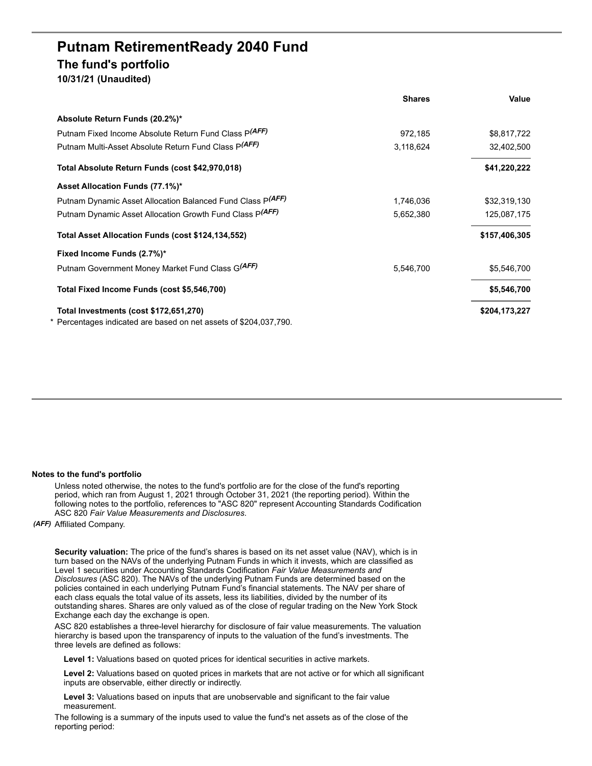# Putnam RetirementReady 2040 Fund

## The fund's portfolio

**10/31/21 (Unaudited)**

| | Shares | Value |
|---|---|---|
| **Absolute Return Funds (20.2%)*** | | |
| Putnam Fixed Income Absolute Return Fund Class P*(AFF)* | 972,185 | $8,817,722 |
| Putnam Multi-Asset Absolute Return Fund Class P*(AFF)* | 3,118,624 | 32,402,500 |
| **Total Absolute Return Funds (cost $42,970,018)** | | **$41,220,222** |
| **Asset Allocation Funds (77.1%)*** | | |
| Putnam Dynamic Asset Allocation Balanced Fund Class P*(AFF)* | 1,746,036 | $32,319,130 |
| Putnam Dynamic Asset Allocation Growth Fund Class P*(AFF)* | 5,652,380 | 125,087,175 |
| **Total Asset Allocation Funds (cost $124,134,552)** | | **$157,406,305** |
| **Fixed Income Funds (2.7%)*** | | |
| Putnam Government Money Market Fund Class G*(AFF)* | 5,546,700 | $5,546,700 |
| **Total Fixed Income Funds (cost $5,546,700)** | | **$5,546,700** |
| **Total Investments (cost $172,651,270)** | | **$204,173,227** |

\* Percentages indicated are based on net assets of $204,037,790.

**Notes to the fund's portfolio**

Unless noted otherwise, the notes to the fund's portfolio are for the close of the fund's reporting period, which ran from August 1, 2021 through October 31, 2021 (the reporting period). Within the following notes to the portfolio, references to "ASC 820" represent Accounting Standards Codification ASC 820 *Fair Value Measurements and Disclosures*.

*(AFF)* Affiliated Company.

**Security valuation:** The price of the fund's shares is based on its net asset value (NAV), which is in turn based on the NAVs of the underlying Putnam Funds in which it invests, which are classified as Level 1 securities under Accounting Standards Codification *Fair Value Measurements and Disclosures* (ASC 820). The NAVs of the underlying Putnam Funds are determined based on the policies contained in each underlying Putnam Fund's financial statements. The NAV per share of each class equals the total value of its assets, less its liabilities, divided by the number of its outstanding shares. Shares are only valued as of the close of regular trading on the New York Stock Exchange each day the exchange is open.

ASC 820 establishes a three-level hierarchy for disclosure of fair value measurements. The valuation hierarchy is based upon the transparency of inputs to the valuation of the fund's investments. The three levels are defined as follows:

**Level 1:** Valuations based on quoted prices for identical securities in active markets.

**Level 2:** Valuations based on quoted prices in markets that are not active or for which all significant inputs are observable, either directly or indirectly.

**Level 3:** Valuations based on inputs that are unobservable and significant to the fair value measurement.

The following is a summary of the inputs used to value the fund's net assets as of the close of the reporting period: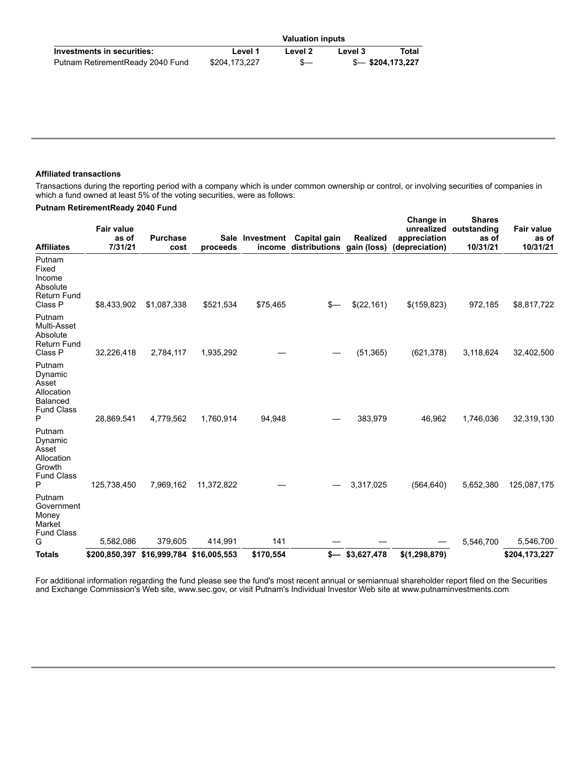| | Valuation inputs | | | |
|---|---|---|---|---|
| **Investments in securities:** | **Level 1** | **Level 2** | **Level 3** | **Total** |
| Putnam RetirementReady 2040 Fund | $204,173,227 | $— | $— | **$204,173,227** |

**Affiliated transactions**

Transactions during the reporting period with a company which is under common ownership or control, or involving securities of companies in which a fund owned at least 5% of the voting securities, were as follows:

**Putnam RetirementReady 2040 Fund**

| Affiliates | Fair value as of 7/31/21 | Purchase cost | Sale proceeds | Investment income | Capital gain distributions | Realized gain (loss) | Change in unrealized appreciation (depreciation) | Shares outstanding as of 10/31/21 | Fair value as of 10/31/21 |
|---|---|---|---|---|---|---|---|---|---|
| Putnam Fixed Income Absolute Return Fund Class P | $8,433,902 | $1,087,338 | $521,534 | $75,465 | $— | $(22,161) | $(159,823) | 972,185 | $8,817,722 |
| Putnam Multi-Asset Absolute Return Fund Class P | 32,226,418 | 2,784,117 | 1,935,292 | — | — | (51,365) | (621,378) | 3,118,624 | 32,402,500 |
| Putnam Dynamic Asset Allocation Balanced Fund Class P | 28,869,541 | 4,779,562 | 1,760,914 | 94,948 | — | 383,979 | 46,962 | 1,746,036 | 32,319,130 |
| Putnam Dynamic Asset Allocation Growth Fund Class P | 125,738,450 | 7,969,162 | 11,372,822 | — | — | 3,317,025 | (564,640) | 5,652,380 | 125,087,175 |
| Putnam Government Money Market Fund Class G | 5,582,086 | 379,605 | 414,991 | 141 | — | — | — | 5,546,700 | 5,546,700 |
| **Totals** | **$200,850,397** | **$16,999,784** | **$16,005,553** | **$170,554** | **$—** | **$3,627,478** | **$(1,298,879)** | | **$204,173,227** |

For additional information regarding the fund please see the fund's most recent annual or semiannual shareholder report filed on the Securities and Exchange Commission's Web site, www.sec.gov, or visit Putnam's Individual Investor Web site at www.putnaminvestments.com